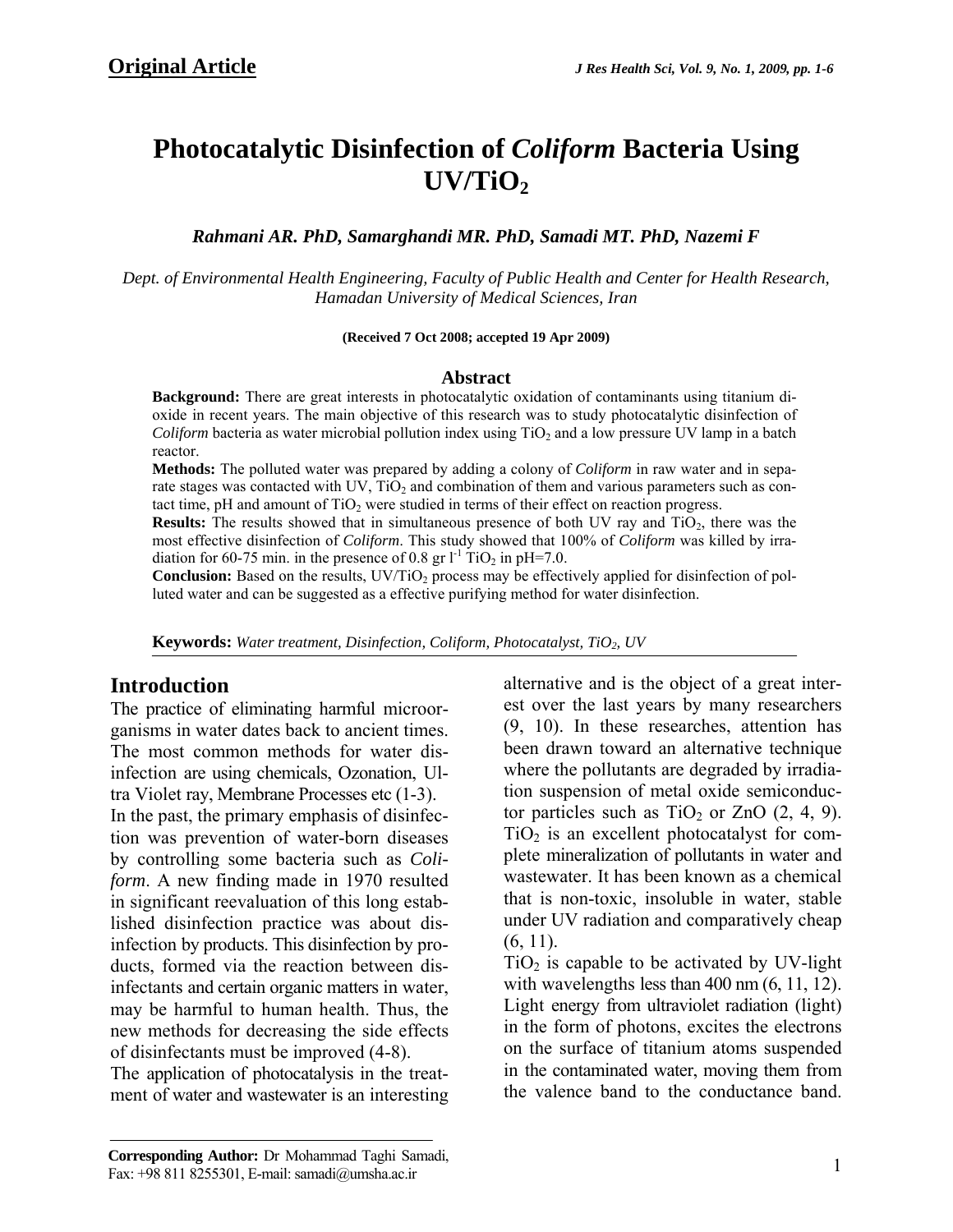**Original Article**

# Photocatalytic Disinfection of *Coliform* Bacteria Using UV/$TiO_2$

***Rahmani AR. PhD, Samarghandi MR. PhD, Samadi MT. PhD, Nazemi F***

*Dept. of Environmental Health Engineering, Faculty of Public Health and Center for Health Research, Hamadan University of Medical Sciences, Iran*

**(Received 7 Oct 2008; accepted 19 Apr 2009)**

## Abstract

**Background:** There are great interests in photocatalytic oxidation of contaminants using titanium dioxide in recent years. The main objective of this research was to study photocatalytic disinfection of *Coliform* bacteria as water microbial pollution index using $TiO_2$ and a low pressure UV lamp in a batch reactor.

**Methods:** The polluted water was prepared by adding a colony of *Coliform* in raw water and in separate stages was contacted with UV, $TiO_2$ and combination of them and various parameters such as contact time, pH and amount of $TiO_2$ were studied in terms of their effect on reaction progress.

**Results:** The results showed that in simultaneous presence of both UV ray and $TiO_2$, there was the most effective disinfection of *Coliform*. This study showed that 100% of *Coliform* was killed by irradiation for 60-75 min. in the presence of 0.8 gr $l^{-1}$ $TiO_2$ in pH=7.0.

**Conclusion:** Based on the results, UV/$TiO_2$ process may be effectively applied for disinfection of polluted water and can be suggested as a effective purifying method for water disinfection.

**Keywords:** *Water treatment, Disinfection, Coliform, Photocatalyst, $TiO_2$, UV*

## Introduction

The practice of eliminating harmful microorganisms in water dates back to ancient times. The most common methods for water disinfection are using chemicals, Ozonation, Ultra Violet ray, Membrane Processes etc (1-3).

In the past, the primary emphasis of disinfection was prevention of water-born diseases by controlling some bacteria such as *Coliform*. A new finding made in 1970 resulted in significant reevaluation of this long established disinfection practice was about disinfection by products. This disinfection by products, formed via the reaction between disinfectants and certain organic matters in water, may be harmful to human health. Thus, the new methods for decreasing the side effects of disinfectants must be improved (4-8).

The application of photocatalysis in the treatment of water and wastewater is an interesting alternative and is the object of a great interest over the last years by many researchers (9, 10). In these researches, attention has been drawn toward an alternative technique where the pollutants are degraded by irradiation suspension of metal oxide semiconductor particles such as $TiO_2$ or ZnO (2, 4, 9). $TiO_2$ is an excellent photocatalyst for complete mineralization of pollutants in water and wastewater. It has been known as a chemical that is non-toxic, insoluble in water, stable under UV radiation and comparatively cheap (6, 11).

$TiO_2$ is capable to be activated by UV-light with wavelengths less than 400 nm (6, 11, 12). Light energy from ultraviolet radiation (light) in the form of photons, excites the electrons on the surface of titanium atoms suspended in the contaminated water, moving them from the valence band to the conductance band.

---

**Corresponding Author:** Dr Mohammad Taghi Samadi, Fax: +98 811 8255301, E-mail: samadi@umsha.ac.ir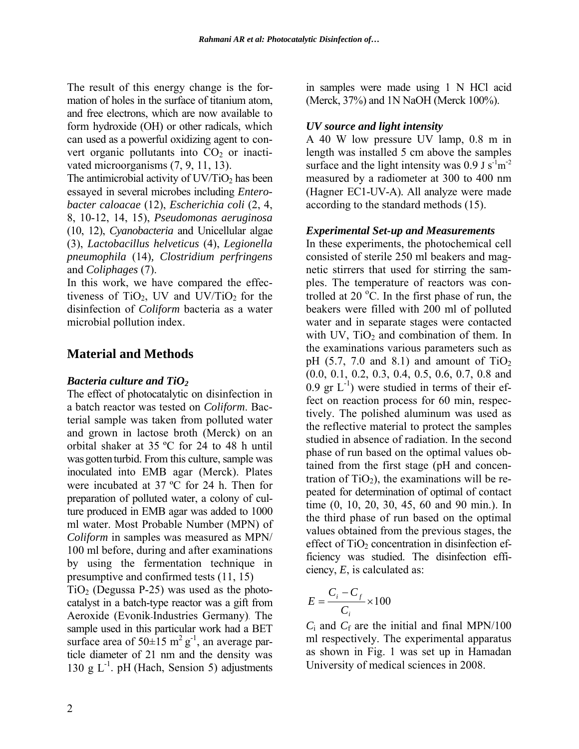The result of this energy change is the formation of holes in the surface of titanium atom, and free electrons, which are now available to form hydroxide (OH) or other radicals, which can used as a powerful oxidizing agent to convert organic pollutants into $CO_2$ or inactivated microorganisms (7, 9, 11, 13).

The antimicrobial activity of UV/$TiO_2$ has been essayed in several microbes including *Enterobacter caloacae* (12), *Escherichia coli* (2, 4, 8, 10-12, 14, 15), *Pseudomonas aeruginosa* (10, 12), *Cyanobacteria* and Unicellular algae (3), *Lactobacillus helveticus* (4), *Legionella pneumophila* (14), *Clostridium perfringens* and *Coliphages* (7).

In this work, we have compared the effectiveness of $TiO_2$, UV and UV/$TiO_2$ for the disinfection of *Coliform* bacteria as a water microbial pollution index.

## Material and Methods

### *Bacteria culture and $TiO_2$*

The effect of photocatalytic on disinfection in a batch reactor was tested on *Coliform*. Bacterial sample was taken from polluted water and grown in lactose broth (Merck) on an orbital shaker at 35 ºC for 24 to 48 h until was gotten turbid. From this culture, sample was inoculated into EMB agar (Merck). Plates were incubated at 37 ºC for 24 h. Then for preparation of polluted water, a colony of culture produced in EMB agar was added to 1000 ml water. Most Probable Number (MPN) of *Coliform* in samples was measured as MPN/100 ml before, during and after examinations by using the fermentation technique in presumptive and confirmed tests (11, 15)

$TiO_2$ (Degussa P-25) was used as the photocatalyst in a batch-type reactor was a gift from Aeroxide (Evonik-Industries Germany). The sample used in this particular work had a BET surface area of $50\pm15$ $m^2$ $g^{-1}$, an average particle diameter of 21 nm and the density was 130 g $L^{-1}$. pH (Hach, Sension 5) adjustments in samples were made using 1 N HCl acid (Merck, 37%) and 1N NaOH (Merck 100%).

### *UV source and light intensity*

A 40 W low pressure UV lamp, 0.8 m in length was installed 5 cm above the samples surface and the light intensity was 0.9 J $s^{-1}m^{-2}$ measured by a radiometer at 300 to 400 nm (Hagner EC1-UV-A). All analyze were made according to the standard methods (15).

### *Experimental Set-up and Measurements*

In these experiments, the photochemical cell consisted of sterile 250 ml beakers and magnetic stirrers that used for stirring the samples. The temperature of reactors was controlled at 20 $^oC$. In the first phase of run, the beakers were filled with 200 ml of polluted water and in separate stages were contacted with UV, $TiO_2$ and combination of them. In the examinations various parameters such as pH (5.7, 7.0 and 8.1) and amount of $TiO_2$ (0.0, 0.1, 0.2, 0.3, 0.4, 0.5, 0.6, 0.7, 0.8 and 0.9 gr $L^{-1}$) were studied in terms of their effect on reaction process for 60 min, respectively. The polished aluminum was used as the reflective material to protect the samples studied in absence of radiation. In the second phase of run based on the optimal values obtained from the first stage (pH and concentration of $TiO_2$), the examinations will be repeated for determination of optimal of contact time (0, 10, 20, 30, 45, 60 and 90 min.). In the third phase of run based on the optimal values obtained from the previous stages, the effect of $TiO_2$ concentration in disinfection efficiency was studied. The disinfection efficiency, *E*, is calculated as:

$$E = \frac{C_i - C_f}{C_i} \times 100$$

$C_i$ and $C_f$ are the initial and final MPN/100 ml respectively. The experimental apparatus as shown in Fig. 1 was set up in Hamadan University of medical sciences in 2008.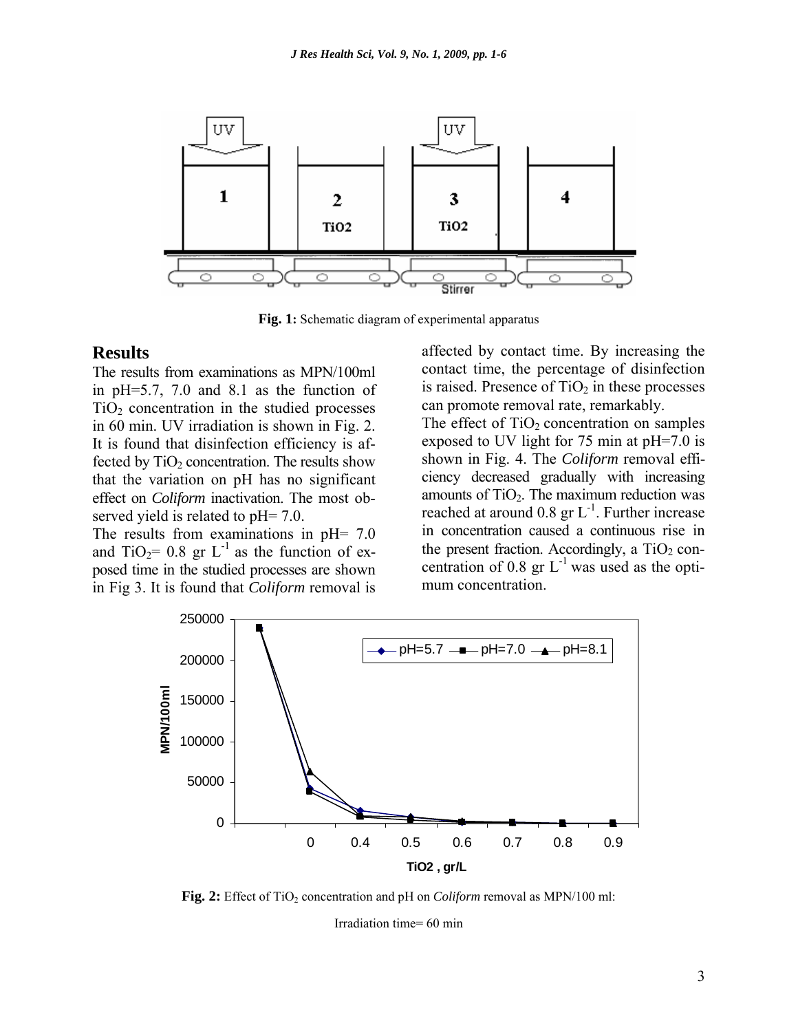Fig. 1: Schematic diagram of experimental apparatus

## Results

The results from examinations as MPN/100ml in pH=5.7, 7.0 and 8.1 as the function of $TiO_2$ concentration in the studied processes in 60 min. UV irradiation is shown in Fig. 2. It is found that disinfection efficiency is affected by $TiO_2$ concentration. The results show that the variation on pH has no significant effect on *Coliform* inactivation. The most observed yield is related to pH= 7.0.

The results from examinations in pH= 7.0 and $TiO_2$= 0.8 gr $L^{-1}$ as the function of exposed time in the studied processes are shown in Fig 3. It is found that *Coliform* removal is affected by contact time. By increasing the contact time, the percentage of disinfection is raised. Presence of $TiO_2$ in these processes can promote removal rate, remarkably.

The effect of $TiO_2$ concentration on samples exposed to UV light for 75 min at pH=7.0 is shown in Fig. 4. The *Coliform* removal efficiency decreased gradually with increasing amounts of $TiO_2$. The maximum reduction was reached at around 0.8 gr $L^{-1}$. Further increase in concentration caused a continuous rise in the present fraction. Accordingly, a $TiO_2$ concentration of 0.8 gr $L^{-1}$ was used as the optimum concentration.

**Fig. 2:** Effect of $TiO_2$ concentration and pH on *Coliform* removal as MPN/100 ml:

Irradiation time= 60 min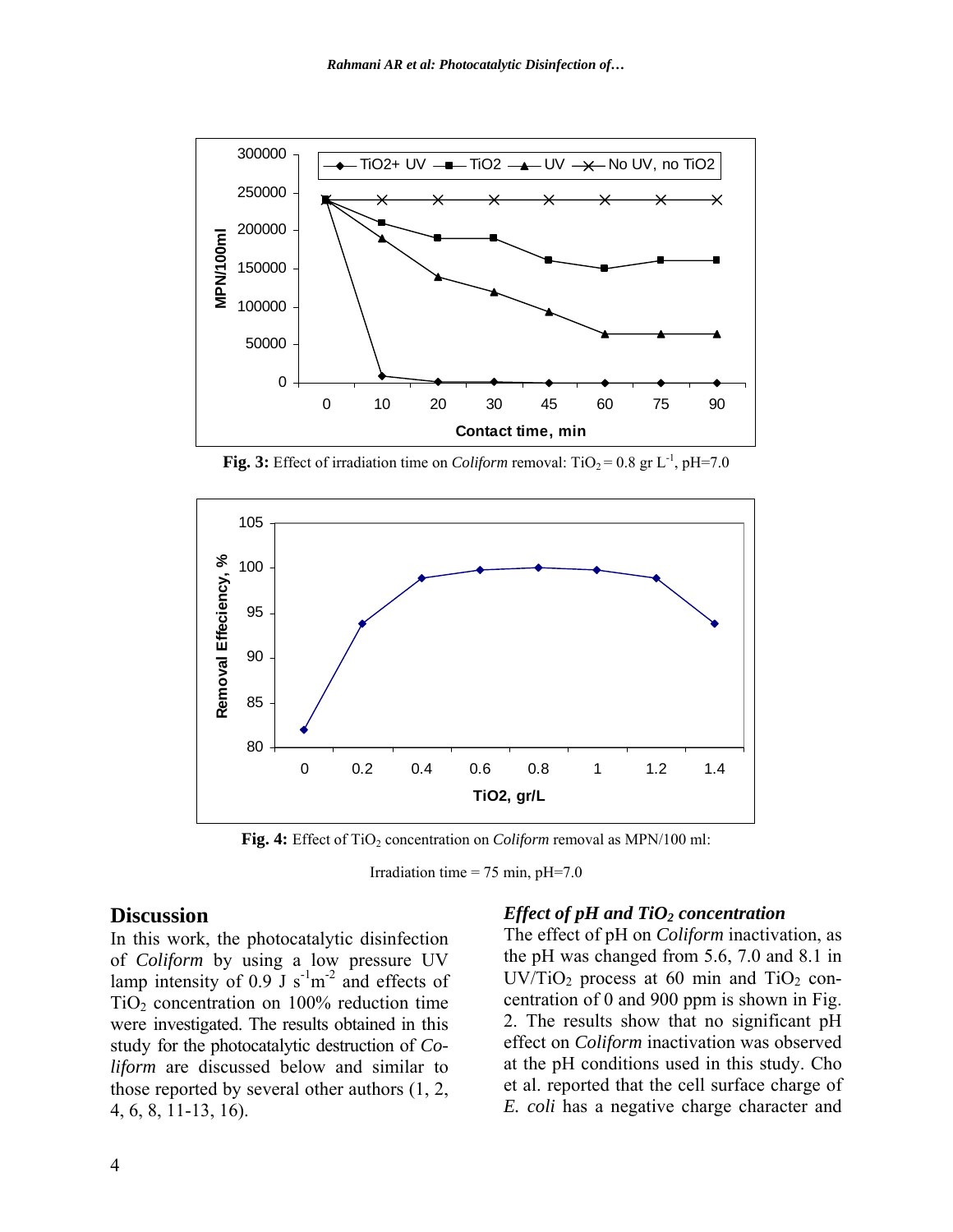**Fig. 3:** Effect of irradiation time on *Coliform* removal: $TiO_2 = 0.8$ gr $L^{-1}$, pH=7.0

**Fig. 4:** Effect of $TiO_2$ concentration on *Coliform* removal as MPN/100 ml:

Irradiation time = 75 min, pH=7.0

## Discussion

In this work, the photocatalytic disinfection of *Coliform* by using a low pressure UV lamp intensity of 0.9 J $s^{-1}m^{-2}$ and effects of $TiO_2$ concentration on 100% reduction time were investigated. The results obtained in this study for the photocatalytic destruction of *Coliform* are discussed below and similar to those reported by several other authors (1, 2, 4, 6, 8, 11-13, 16).

### *Effect of pH and $TiO_2$ concentration*

The effect of pH on *Coliform* inactivation, as the pH was changed from 5.6, 7.0 and 8.1 in UV/$TiO_2$ process at 60 min and $TiO_2$ concentration of 0 and 900 ppm is shown in Fig. 2. The results show that no significant pH effect on *Coliform* inactivation was observed at the pH conditions used in this study. Cho et al. reported that the cell surface charge of *E. coli* has a negative charge character and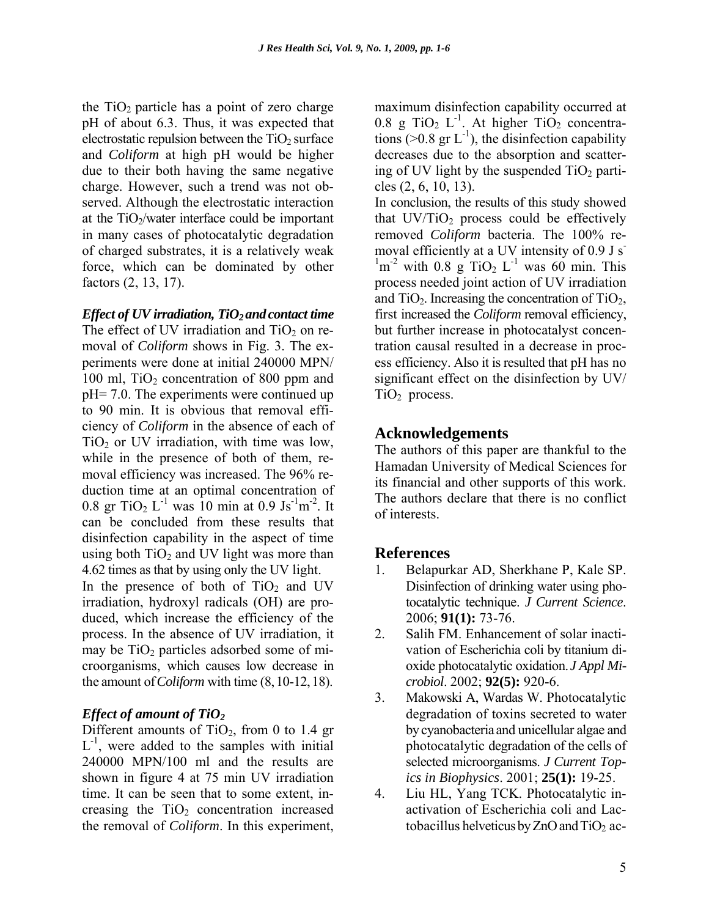the $TiO_2$ particle has a point of zero charge pH of about 6.3. Thus, it was expected that electrostatic repulsion between the $TiO_2$ surface and *Coliform* at high pH would be higher due to their both having the same negative charge. However, such a trend was not observed. Although the electrostatic interaction at the $TiO_2$/water interface could be important in many cases of photocatalytic degradation of charged substrates, it is a relatively weak force, which can be dominated by other factors (2, 13, 17).

***Effect of UV irradiation, $TiO_2$ and contact time***

The effect of UV irradiation and $TiO_2$ on removal of *Coliform* shows in Fig. 3. The experiments were done at initial 240000 MPN/100 ml, $TiO_2$ concentration of 800 ppm and pH= 7.0. The experiments were continued up to 90 min. It is obvious that removal efficiency of *Coliform* in the absence of each of $TiO_2$ or UV irradiation, with time was low, while in the presence of both of them, removal efficiency was increased. The 96% reduction time at an optimal concentration of 0.8 gr $TiO_2$ $L^{-1}$ was 10 min at 0.9 $Js^{-1}m^{-2}$. It can be concluded from these results that disinfection capability in the aspect of time using both $TiO_2$ and UV light was more than 4.62 times as that by using only the UV light.

In the presence of both of $TiO_2$ and UV irradiation, hydroxyl radicals (OH) are produced, which increase the efficiency of the process. In the absence of UV irradiation, it may be $TiO_2$ particles adsorbed some of microorganisms, which causes low decrease in the amount of *Coliform* with time (8, 10-12, 18).

***Effect of amount of $TiO_2$***

Different amounts of $TiO_2$, from 0 to 1.4 gr $L^{-1}$, were added to the samples with initial 240000 MPN/100 ml and the results are shown in figure 4 at 75 min UV irradiation time. It can be seen that to some extent, increasing the $TiO_2$ concentration increased the removal of *Coliform*. In this experiment, maximum disinfection capability occurred at 0.8 g $TiO_2$ $L^{-1}$. At higher $TiO_2$ concentrations (>0.8 gr $L^{-1}$), the disinfection capability decreases due to the absorption and scattering of UV light by the suspended $TiO_2$ particles (2, 6, 10, 13).

In conclusion, the results of this study showed that UV/$TiO_2$ process could be effectively removed *Coliform* bacteria. The 100% removal efficiently at a UV intensity of 0.9 J $s^{-1}m^{-2}$ with 0.8 g $TiO_2$ $L^{-1}$ was 60 min. This process needed joint action of UV irradiation and $TiO_2$. Increasing the concentration of $TiO_2$, first increased the *Coliform* removal efficiency, but further increase in photocatalyst concentration causal resulted in a decrease in process efficiency. Also it is resulted that pH has no significant effect on the disinfection by UV/$TiO_2$ process.

## Acknowledgements

The authors of this paper are thankful to the Hamadan University of Medical Sciences for its financial and other supports of this work. The authors declare that there is no conflict of interests.

## References

1. Belapurkar AD, Sherkhane P, Kale SP. Disinfection of drinking water using photocatalytic technique. *J Current Science*. 2006; **91(1):** 73-76.
2. Salih FM. Enhancement of solar inactivation of Escherichia coli by titanium dioxide photocatalytic oxidation. *J Appl Microbiol*. 2002; **92(5):** 920-6.
3. Makowski A, Wardas W. Photocatalytic degradation of toxins secreted to water by cyanobacteria and unicellular algae and photocatalytic degradation of the cells of selected microorganisms. *J Current Topics in Biophysics*. 2001; **25(1):** 19-25.
4. Liu HL, Yang TCK. Photocatalytic inactivation of Escherichia coli and Lactobacillus helveticus by ZnO and $TiO_2$ ac-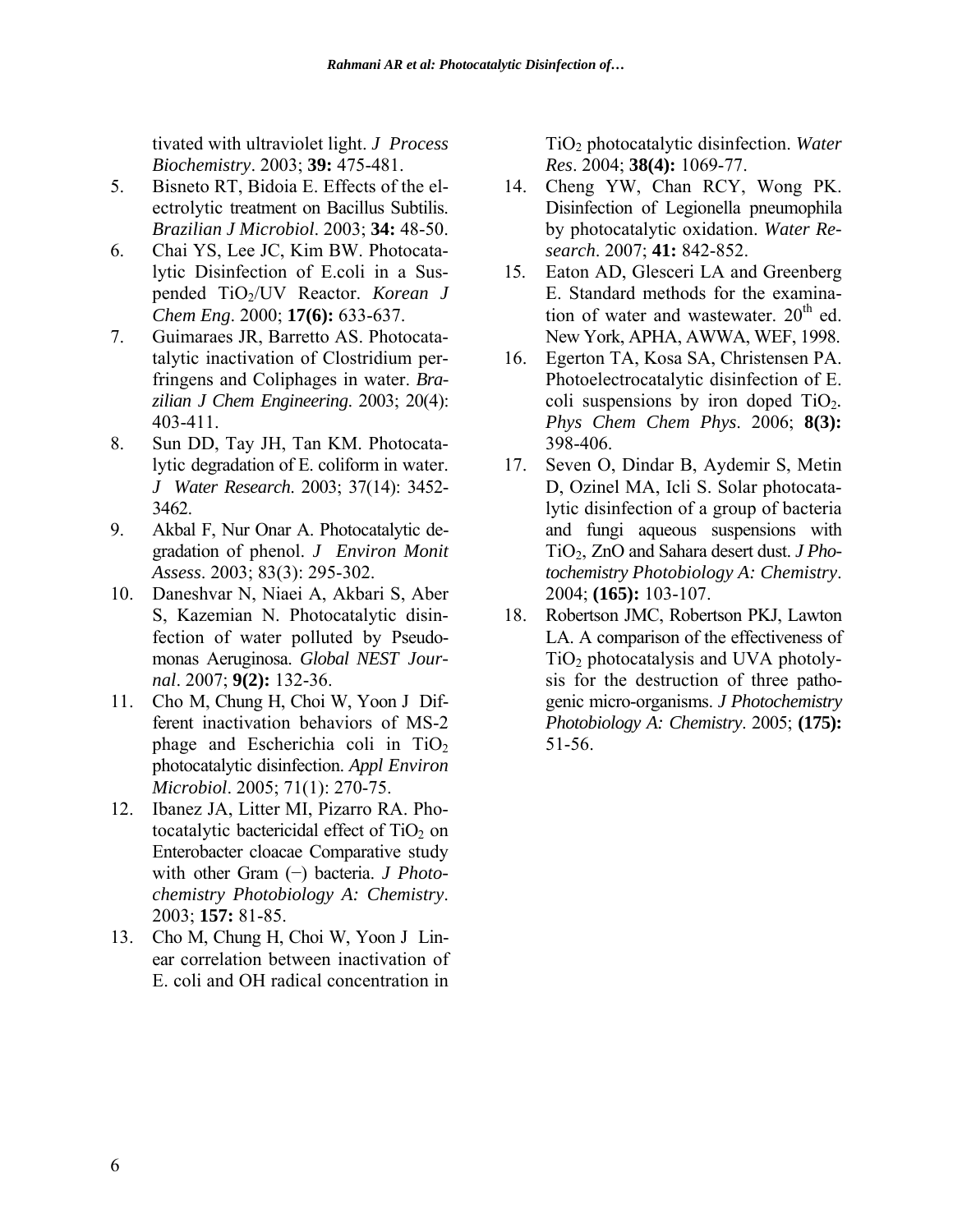tivated with ultraviolet light. *J Process Biochemistry*. 2003; **39:** 475-481.

5. Bisneto RT, Bidoia E. Effects of the electrolytic treatment on Bacillus Subtilis. *Brazilian J Microbiol*. 2003; **34:** 48-50.
6. Chai YS, Lee JC, Kim BW. Photocatalytic Disinfection of E.coli in a Suspended $TiO_2$/UV Reactor. *Korean J Chem Eng*. 2000; **17(6):** 633-637.
7. Guimaraes JR, Barretto AS. Photocatatalytic inactivation of Clostridium perfringens and Coliphages in water. *Brazilian J Chem Engineering*. 2003; 20(4): 403-411.
8. Sun DD, Tay JH, Tan KM. Photocatalytic degradation of E. coliform in water. *J Water Research*. 2003; 37(14): 3452-3462.
9. Akbal F, Nur Onar A. Photocatalytic degradation of phenol. *J Environ Monit Assess*. 2003; 83(3): 295-302.
10. Daneshvar N, Niaei A, Akbari S, Aber S, Kazemian N. Photocatalytic disinfection of water polluted by Pseudomonas Aeruginosa. *Global NEST Journal*. 2007; **9(2):** 132-36.
11. Cho M, Chung H, Choi W, Yoon J Different inactivation behaviors of MS-2 phage and Escherichia coli in $TiO_2$ photocatalytic disinfection. *Appl Environ Microbiol*. 2005; 71(1): 270-75.
12. Ibanez JA, Litter MI, Pizarro RA. Photocatalytic bactericidal effect of $TiO_2$ on Enterobacter cloacae Comparative study with other Gram (−) bacteria. *J Photochemistry Photobiology A: Chemistry*. 2003; **157:** 81-85.
13. Cho M, Chung H, Choi W, Yoon J Linear correlation between inactivation of E. coli and OH radical concentration in $TiO_2$ photocatalytic disinfection. *Water Res*. 2004; **38(4):** 1069-77.
14. Cheng YW, Chan RCY, Wong PK. Disinfection of Legionella pneumophila by photocatalytic oxidation. *Water Research*. 2007; **41:** 842-852.
15. Eaton AD, Glesceri LA and Greenberg E. Standard methods for the examination of water and wastewater. $20^{th}$ ed. New York, APHA, AWWA, WEF, 1998.
16. Egerton TA, Kosa SA, Christensen PA. Photoelectrocatalytic disinfection of E. coli suspensions by iron doped $TiO_2$. *Phys Chem Chem Phys*. 2006; **8(3):** 398-406.
17. Seven O, Dindar B, Aydemir S, Metin D, Ozinel MA, Icli S. Solar photocatalytic disinfection of a group of bacteria and fungi aqueous suspensions with $TiO_2$, ZnO and Sahara desert dust. *J Photochemistry Photobiology A: Chemistry*. 2004; **(165):** 103-107.
18. Robertson JMC, Robertson PKJ, Lawton LA. A comparison of the effectiveness of $TiO_2$ photocatalysis and UVA photolysis for the destruction of three pathogenic micro-organisms. *J Photochemistry Photobiology A: Chemistry*. 2005; **(175):** 51-56.